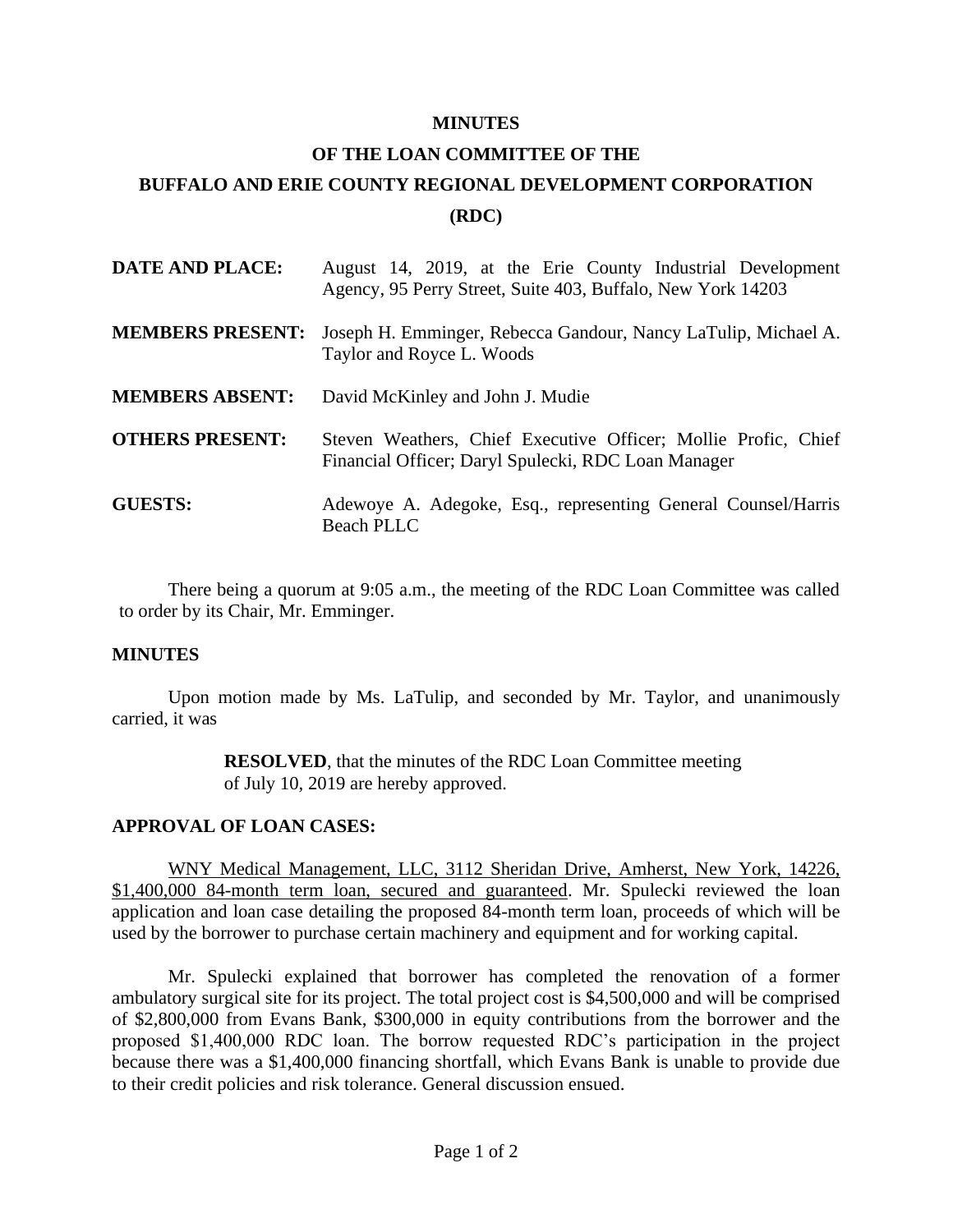# MINUTES

# OF THE LOAN COMMITTEE OF THE

# BUFFALO AND ERIE COUNTY REGIONAL DEVELOPMENT CORPORATION

# (RDC)

**DATE AND PLACE:** August 14, 2019, at the Erie County Industrial Development Agency, 95 Perry Street, Suite 403, Buffalo, New York 14203

**MEMBERS PRESENT:** Joseph H. Emminger, Rebecca Gandour, Nancy LaTulip, Michael A. Taylor and Royce L. Woods

**MEMBERS ABSENT:** David McKinley and John J. Mudie

**OTHERS PRESENT:** Steven Weathers, Chief Executive Officer; Mollie Profic, Chief Financial Officer; Daryl Spulecki, RDC Loan Manager

**GUESTS:** Adewoye A. Adegoke, Esq., representing General Counsel/Harris Beach PLLC

There being a quorum at 9:05 a.m., the meeting of the RDC Loan Committee was called to order by its Chair, Mr. Emminger.

## MINUTES

Upon motion made by Ms. LaTulip, and seconded by Mr. Taylor, and unanimously carried, it was

> **RESOLVED**, that the minutes of the RDC Loan Committee meeting of July 10, 2019 are hereby approved.

## APPROVAL OF LOAN CASES:

WNY Medical Management, LLC, 3112 Sheridan Drive, Amherst, New York, 14226, $1,400,000 84-month term loan, secured and guaranteed. Mr. Spulecki reviewed the loan application and loan case detailing the proposed 84-month term loan, proceeds of which will be used by the borrower to purchase certain machinery and equipment and for working capital.

Mr. Spulecki explained that borrower has completed the renovation of a former ambulatory surgical site for its project. The total project cost is $4,500,000 and will be comprised of $2,800,000 from Evans Bank, $300,000 in equity contributions from the borrower and the proposed $1,400,000 RDC loan. The borrow requested RDC's participation in the project because there was a $1,400,000 financing shortfall, which Evans Bank is unable to provide due to their credit policies and risk tolerance. General discussion ensued.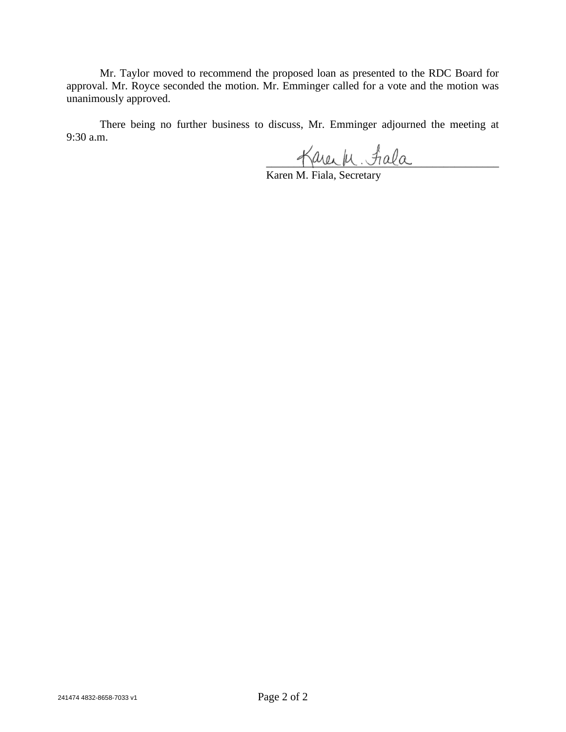Mr. Taylor moved to recommend the proposed loan as presented to the RDC Board for approval. Mr. Royce seconded the motion. Mr. Emminger called for a vote and the motion was unanimously approved.

There being no further business to discuss, Mr. Emminger adjourned the meeting at 9:30 a.m.

Karen M. Fiala

Karen M. Fiala, Secretary

241474 4832-8658-7033 v1